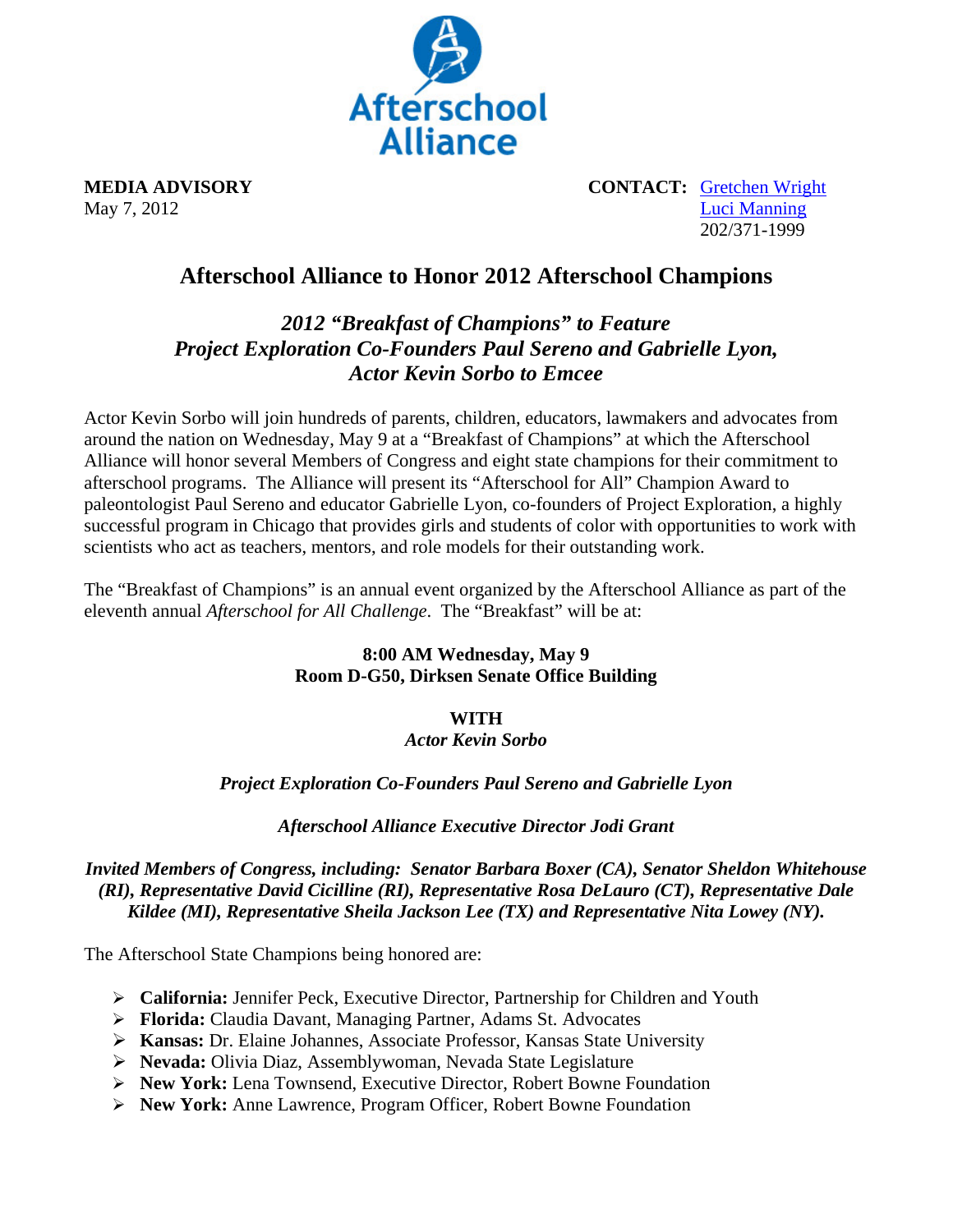Afterschool Alliance

**MEDIA ADVISORY**
May 7, 2012

**CONTACT:** Gretchen Wright
Luci Manning
202/371-1999

# Afterschool Alliance to Honor 2012 Afterschool Champions

## *2012 "Breakfast of Champions" to Feature Project Exploration Co-Founders Paul Sereno and Gabrielle Lyon, Actor Kevin Sorbo to Emcee*

Actor Kevin Sorbo will join hundreds of parents, children, educators, lawmakers and advocates from around the nation on Wednesday, May 9 at a "Breakfast of Champions" at which the Afterschool Alliance will honor several Members of Congress and eight state champions for their commitment to afterschool programs. The Alliance will present its "Afterschool for All" Champion Award to paleontologist Paul Sereno and educator Gabrielle Lyon, co-founders of Project Exploration, a highly successful program in Chicago that provides girls and students of color with opportunities to work with scientists who act as teachers, mentors, and role models for their outstanding work.

The "Breakfast of Champions" is an annual event organized by the Afterschool Alliance as part of the eleventh annual *Afterschool for All Challenge*. The "Breakfast" will be at:

**8:00 AM Wednesday, May 9**
**Room D-G50, Dirksen Senate Office Building**

**WITH**
***Actor Kevin Sorbo***

***Project Exploration Co-Founders Paul Sereno and Gabrielle Lyon***

***Afterschool Alliance Executive Director Jodi Grant***

***Invited Members of Congress, including: Senator Barbara Boxer (CA), Senator Sheldon Whitehouse (RI), Representative David Cicilline (RI), Representative Rosa DeLauro (CT), Representative Dale Kildee (MI), Representative Sheila Jackson Lee (TX) and Representative Nita Lowey (NY).***

The Afterschool State Champions being honored are:

- **California:** Jennifer Peck, Executive Director, Partnership for Children and Youth
- **Florida:** Claudia Davant, Managing Partner, Adams St. Advocates
- **Kansas:** Dr. Elaine Johannes, Associate Professor, Kansas State University
- **Nevada:** Olivia Diaz, Assemblywoman, Nevada State Legislature
- **New York:** Lena Townsend, Executive Director, Robert Bowne Foundation
- **New York:** Anne Lawrence, Program Officer, Robert Bowne Foundation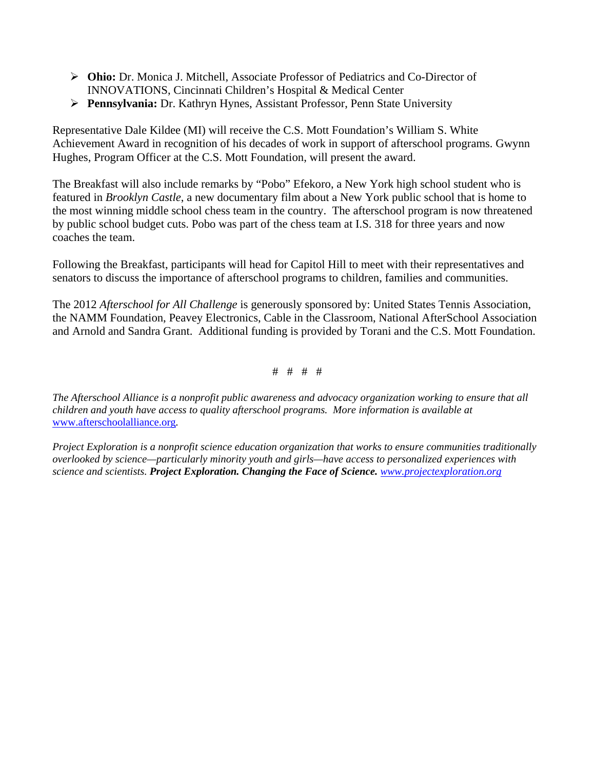- **Ohio:** Dr. Monica J. Mitchell, Associate Professor of Pediatrics and Co-Director of INNOVATIONS, Cincinnati Children's Hospital & Medical Center
- **Pennsylvania:** Dr. Kathryn Hynes, Assistant Professor, Penn State University

Representative Dale Kildee (MI) will receive the C.S. Mott Foundation's William S. White Achievement Award in recognition of his decades of work in support of afterschool programs. Gwynn Hughes, Program Officer at the C.S. Mott Foundation, will present the award.

The Breakfast will also include remarks by "Pobo" Efekoro, a New York high school student who is featured in *Brooklyn Castle*, a new documentary film about a New York public school that is home to the most winning middle school chess team in the country. The afterschool program is now threatened by public school budget cuts. Pobo was part of the chess team at I.S. 318 for three years and now coaches the team.

Following the Breakfast, participants will head for Capitol Hill to meet with their representatives and senators to discuss the importance of afterschool programs to children, families and communities.

The 2012 *Afterschool for All Challenge* is generously sponsored by: United States Tennis Association, the NAMM Foundation, Peavey Electronics, Cable in the Classroom, National AfterSchool Association and Arnold and Sandra Grant. Additional funding is provided by Torani and the C.S. Mott Foundation.

# # # #

*The Afterschool Alliance is a nonprofit public awareness and advocacy organization working to ensure that all children and youth have access to quality afterschool programs. More information is available at* www.afterschoolalliance.org*.*

*Project Exploration is a nonprofit science education organization that works to ensure communities traditionally overlooked by science—particularly minority youth and girls—have access to personalized experiences with science and scientists.* ***Project Exploration. Changing the Face of Science.*** *www.projectexploration.org*